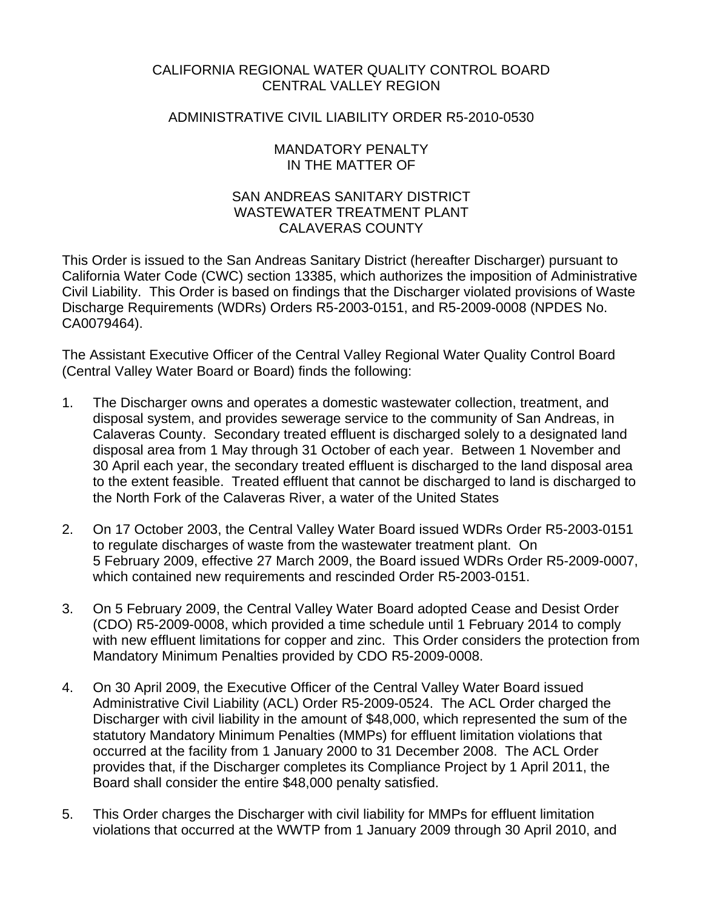CALIFORNIA REGIONAL WATER QUALITY CONTROL BOARD
CENTRAL VALLEY REGION

ADMINISTRATIVE CIVIL LIABILITY ORDER R5-2010-0530

MANDATORY PENALTY
IN THE MATTER OF

SAN ANDREAS SANITARY DISTRICT
WASTEWATER TREATMENT PLANT
CALAVERAS COUNTY

This Order is issued to the San Andreas Sanitary District (hereafter Discharger) pursuant to California Water Code (CWC) section 13385, which authorizes the imposition of Administrative Civil Liability. This Order is based on findings that the Discharger violated provisions of Waste Discharge Requirements (WDRs) Orders R5-2003-0151, and R5-2009-0008 (NPDES No. CA0079464).

The Assistant Executive Officer of the Central Valley Regional Water Quality Control Board (Central Valley Water Board or Board) finds the following:

1. The Discharger owns and operates a domestic wastewater collection, treatment, and disposal system, and provides sewerage service to the community of San Andreas, in Calaveras County. Secondary treated effluent is discharged solely to a designated land disposal area from 1 May through 31 October of each year. Between 1 November and 30 April each year, the secondary treated effluent is discharged to the land disposal area to the extent feasible. Treated effluent that cannot be discharged to land is discharged to the North Fork of the Calaveras River, a water of the United States

2. On 17 October 2003, the Central Valley Water Board issued WDRs Order R5-2003-0151 to regulate discharges of waste from the wastewater treatment plant. On 5 February 2009, effective 27 March 2009, the Board issued WDRs Order R5-2009-0007, which contained new requirements and rescinded Order R5-2003-0151.

3. On 5 February 2009, the Central Valley Water Board adopted Cease and Desist Order (CDO) R5-2009-0008, which provided a time schedule until 1 February 2014 to comply with new effluent limitations for copper and zinc. This Order considers the protection from Mandatory Minimum Penalties provided by CDO R5-2009-0008.

4. On 30 April 2009, the Executive Officer of the Central Valley Water Board issued Administrative Civil Liability (ACL) Order R5-2009-0524. The ACL Order charged the Discharger with civil liability in the amount of $48,000, which represented the sum of the statutory Mandatory Minimum Penalties (MMPs) for effluent limitation violations that occurred at the facility from 1 January 2000 to 31 December 2008. The ACL Order provides that, if the Discharger completes its Compliance Project by 1 April 2011, the Board shall consider the entire $48,000 penalty satisfied.

5. This Order charges the Discharger with civil liability for MMPs for effluent limitation violations that occurred at the WWTP from 1 January 2009 through 30 April 2010, and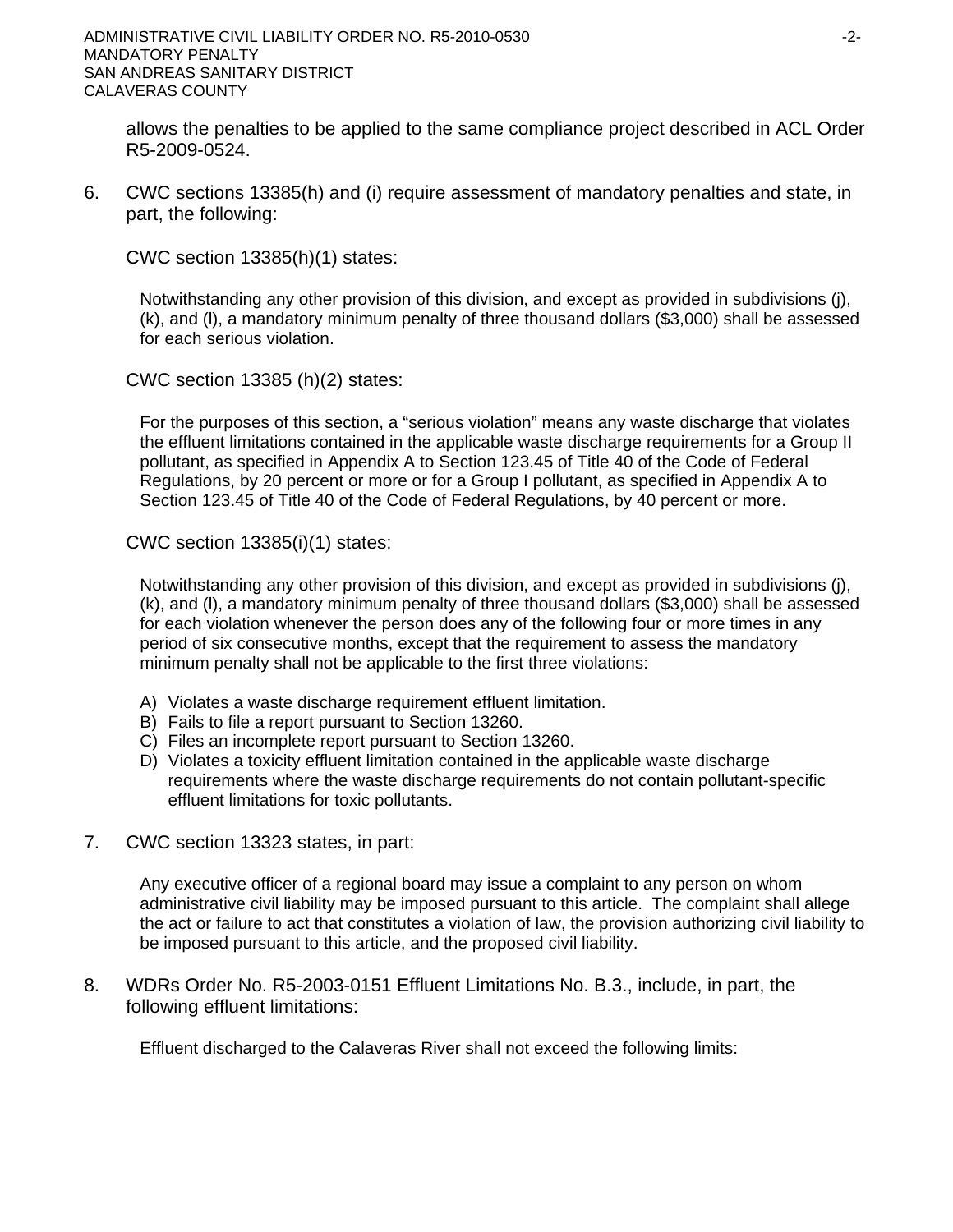allows the penalties to be applied to the same compliance project described in ACL Order R5-2009-0524.

6. CWC sections 13385(h) and (i) require assessment of mandatory penalties and state, in part, the following:

   CWC section 13385(h)(1) states:

   > Notwithstanding any other provision of this division, and except as provided in subdivisions (j), (k), and (l), a mandatory minimum penalty of three thousand dollars ($3,000) shall be assessed for each serious violation.

   CWC section 13385 (h)(2) states:

   > For the purposes of this section, a "serious violation" means any waste discharge that violates the effluent limitations contained in the applicable waste discharge requirements for a Group II pollutant, as specified in Appendix A to Section 123.45 of Title 40 of the Code of Federal Regulations, by 20 percent or more or for a Group I pollutant, as specified in Appendix A to Section 123.45 of Title 40 of the Code of Federal Regulations, by 40 percent or more.

   CWC section 13385(i)(1) states:

   > Notwithstanding any other provision of this division, and except as provided in subdivisions (j), (k), and (l), a mandatory minimum penalty of three thousand dollars ($3,000) shall be assessed for each violation whenever the person does any of the following four or more times in any period of six consecutive months, except that the requirement to assess the mandatory minimum penalty shall not be applicable to the first three violations:
   >
   > A) Violates a waste discharge requirement effluent limitation.
   > B) Fails to file a report pursuant to Section 13260.
   > C) Files an incomplete report pursuant to Section 13260.
   > D) Violates a toxicity effluent limitation contained in the applicable waste discharge requirements where the waste discharge requirements do not contain pollutant-specific effluent limitations for toxic pollutants.

7. CWC section 13323 states, in part:

   > Any executive officer of a regional board may issue a complaint to any person on whom administrative civil liability may be imposed pursuant to this article. The complaint shall allege the act or failure to act that constitutes a violation of law, the provision authorizing civil liability to be imposed pursuant to this article, and the proposed civil liability.

8. WDRs Order No. R5-2003-0151 Effluent Limitations No. B.3., include, in part, the following effluent limitations:

   > Effluent discharged to the Calaveras River shall not exceed the following limits: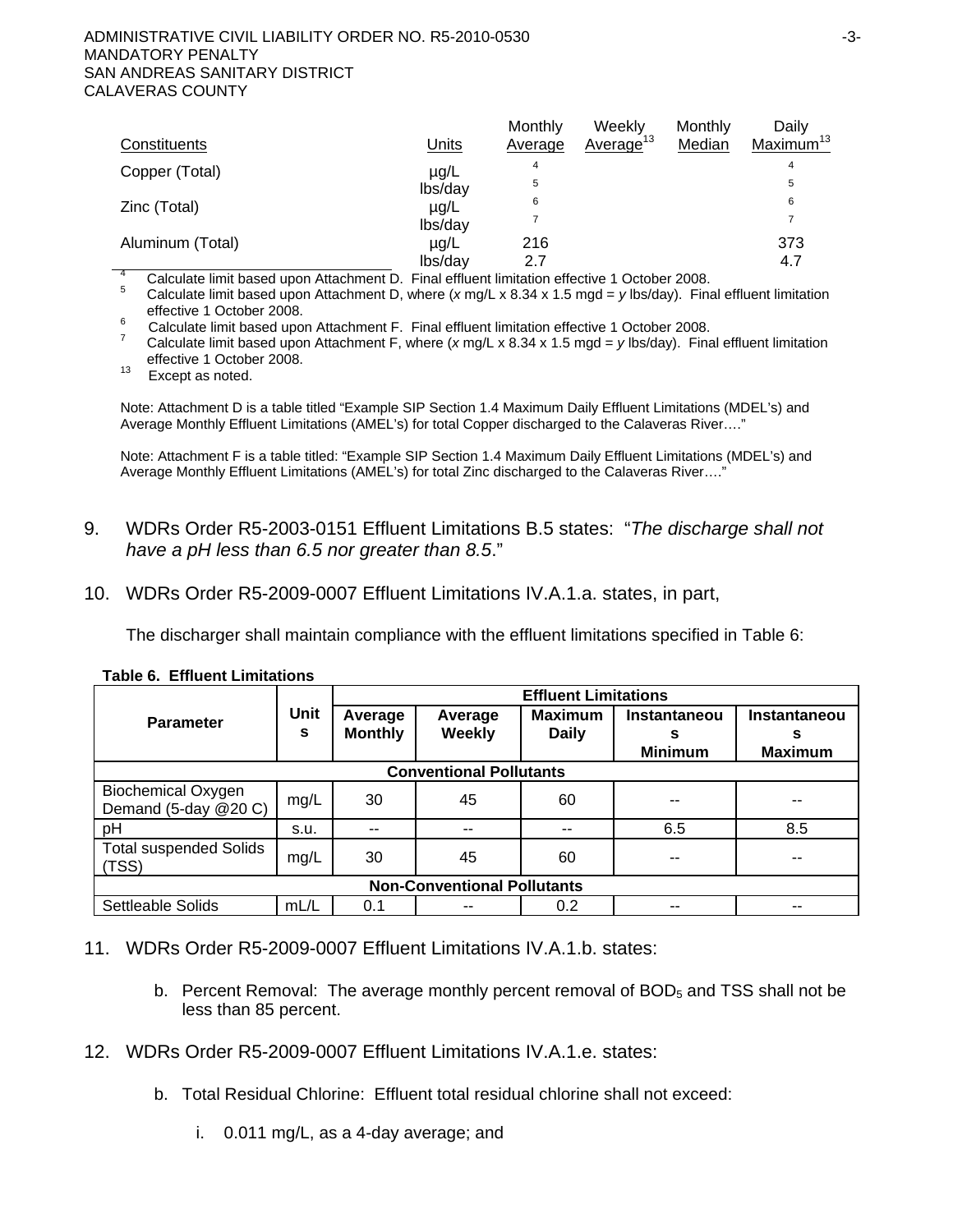| Constituents | Units | Monthly Average | Weekly Average[13] | Monthly Median | Daily Maximum[13] |
|---|---|---|---|---|---|
| Copper (Total) | µg/L | [4] | | | [4] |
| | lbs/day | [5] | | | [5] |
| Zinc (Total) | µg/L | [6] | | | [6] |
| | lbs/day | [7] | | | [7] |
| Aluminum (Total) | µg/L | 216 | | | 373 |
| | lbs/day | 2.7 | | | 4.7 |

[4] Calculate limit based upon Attachment D. Final effluent limitation effective 1 October 2008.

[5] Calculate limit based upon Attachment D, where (*x* mg/L x 8.34 x 1.5 mgd = *y* lbs/day). Final effluent limitation effective 1 October 2008.

[6] Calculate limit based upon Attachment F. Final effluent limitation effective 1 October 2008.

[7] Calculate limit based upon Attachment F, where (*x* mg/L x 8.34 x 1.5 mgd = *y* lbs/day). Final effluent limitation effective 1 October 2008.

[13] Except as noted.

Note: Attachment D is a table titled "Example SIP Section 1.4 Maximum Daily Effluent Limitations (MDEL's) and Average Monthly Effluent Limitations (AMEL's) for total Copper discharged to the Calaveras River…."

Note: Attachment F is a table titled: "Example SIP Section 1.4 Maximum Daily Effluent Limitations (MDEL's) and Average Monthly Effluent Limitations (AMEL's) for total Zinc discharged to the Calaveras River…."

9. WDRs Order R5-2003-0151 Effluent Limitations B.5 states: "*The discharge shall not have a pH less than 6.5 nor greater than 8.5*."

10. WDRs Order R5-2009-0007 Effluent Limitations IV.A.1.a. states, in part,

    The discharger shall maintain compliance with the effluent limitations specified in Table 6:

**Table 6. Effluent Limitations**

| Parameter | Units | Effluent Limitations | | | | |
|---|---|---|---|---|---|---|
| | | Average Monthly | Average Weekly | Maximum Daily | Instantaneous Minimum | Instantaneous Maximum |
| **Conventional Pollutants** | | | | | | |
| Biochemical Oxygen Demand (5-day @20 C) | mg/L | 30 | 45 | 60 | -- | -- |
| pH | s.u. | -- | -- | -- | 6.5 | 8.5 |
| Total suspended Solids (TSS) | mg/L | 30 | 45 | 60 | -- | -- |
| **Non-Conventional Pollutants** | | | | | | |
| Settleable Solids | mL/L | 0.1 | -- | 0.2 | -- | -- |

11. WDRs Order R5-2009-0007 Effluent Limitations IV.A.1.b. states:

    b. Percent Removal: The average monthly percent removal of $BOD_5$ and TSS shall not be less than 85 percent.

12. WDRs Order R5-2009-0007 Effluent Limitations IV.A.1.e. states:

    b. Total Residual Chlorine: Effluent total residual chlorine shall not exceed:

        i. 0.011 mg/L, as a 4-day average; and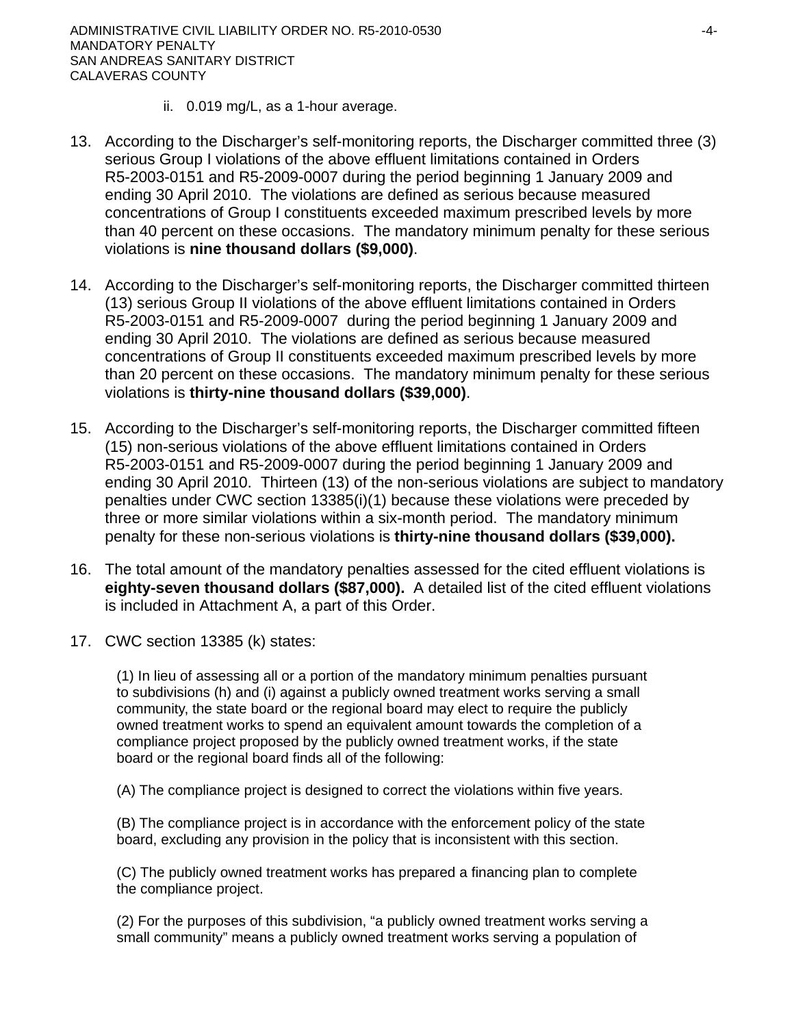ii. 0.019 mg/L, as a 1-hour average.

13. According to the Discharger's self-monitoring reports, the Discharger committed three (3) serious Group I violations of the above effluent limitations contained in Orders R5-2003-0151 and R5-2009-0007 during the period beginning 1 January 2009 and ending 30 April 2010. The violations are defined as serious because measured concentrations of Group I constituents exceeded maximum prescribed levels by more than 40 percent on these occasions. The mandatory minimum penalty for these serious violations is **nine thousand dollars ($9,000)**.

14. According to the Discharger's self-monitoring reports, the Discharger committed thirteen (13) serious Group II violations of the above effluent limitations contained in Orders R5-2003-0151 and R5-2009-0007 during the period beginning 1 January 2009 and ending 30 April 2010. The violations are defined as serious because measured concentrations of Group II constituents exceeded maximum prescribed levels by more than 20 percent on these occasions. The mandatory minimum penalty for these serious violations is **thirty-nine thousand dollars ($39,000)**.

15. According to the Discharger's self-monitoring reports, the Discharger committed fifteen (15) non-serious violations of the above effluent limitations contained in Orders R5-2003-0151 and R5-2009-0007 during the period beginning 1 January 2009 and ending 30 April 2010. Thirteen (13) of the non-serious violations are subject to mandatory penalties under CWC section 13385(i)(1) because these violations were preceded by three or more similar violations within a six-month period. The mandatory minimum penalty for these non-serious violations is **thirty-nine thousand dollars ($39,000).**

16. The total amount of the mandatory penalties assessed for the cited effluent violations is **eighty-seven thousand dollars ($87,000).** A detailed list of the cited effluent violations is included in Attachment A, a part of this Order.

17. CWC section 13385 (k) states:

    (1) In lieu of assessing all or a portion of the mandatory minimum penalties pursuant to subdivisions (h) and (i) against a publicly owned treatment works serving a small community, the state board or the regional board may elect to require the publicly owned treatment works to spend an equivalent amount towards the completion of a compliance project proposed by the publicly owned treatment works, if the state board or the regional board finds all of the following:

    (A) The compliance project is designed to correct the violations within five years.

    (B) The compliance project is in accordance with the enforcement policy of the state board, excluding any provision in the policy that is inconsistent with this section.

    (C) The publicly owned treatment works has prepared a financing plan to complete the compliance project.

    (2) For the purposes of this subdivision, "a publicly owned treatment works serving a small community" means a publicly owned treatment works serving a population of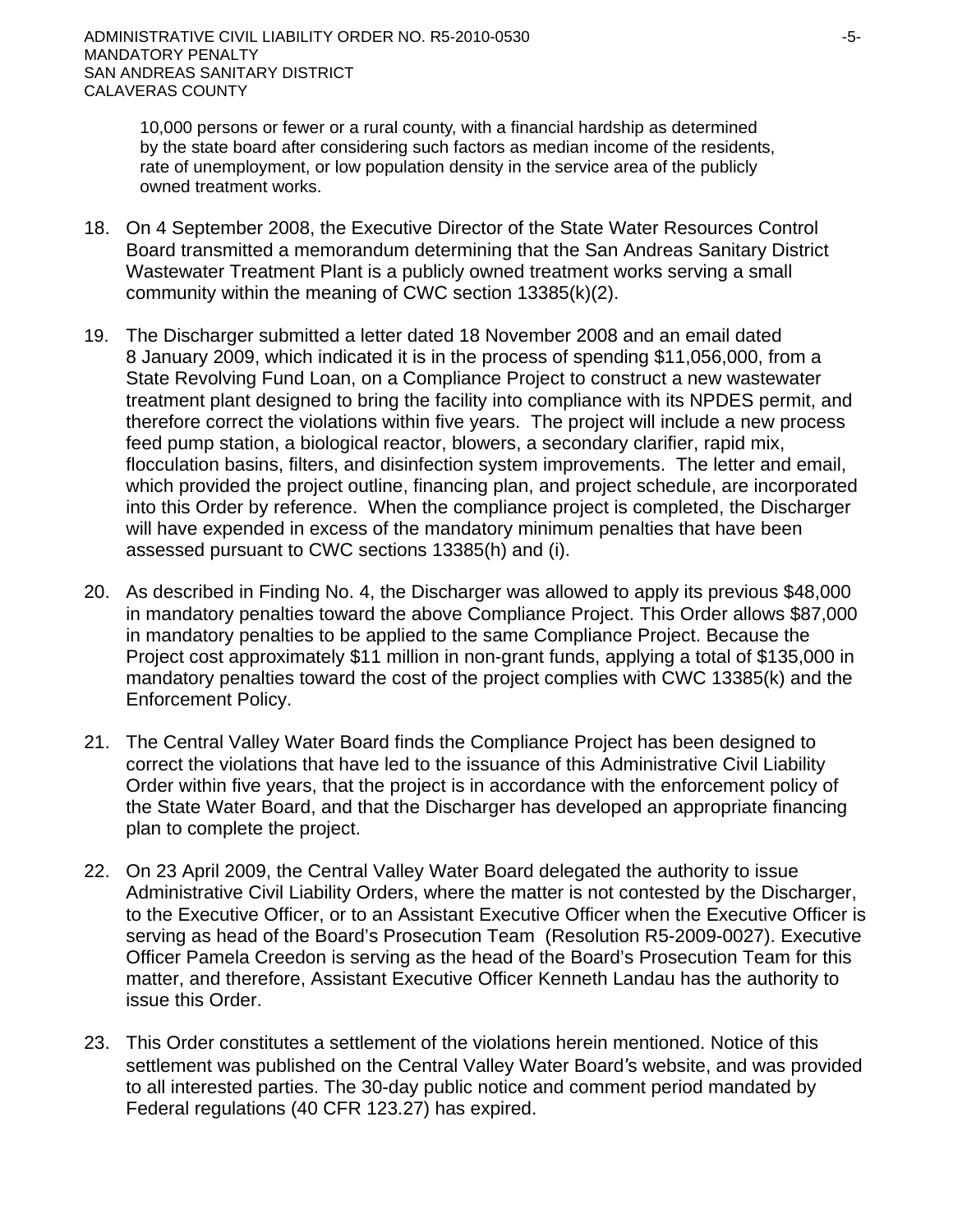> 10,000 persons or fewer or a rural county, with a financial hardship as determined by the state board after considering such factors as median income of the residents, rate of unemployment, or low population density in the service area of the publicly owned treatment works.

18. On 4 September 2008, the Executive Director of the State Water Resources Control Board transmitted a memorandum determining that the San Andreas Sanitary District Wastewater Treatment Plant is a publicly owned treatment works serving a small community within the meaning of CWC section 13385(k)(2).

19. The Discharger submitted a letter dated 18 November 2008 and an email dated 8 January 2009, which indicated it is in the process of spending $11,056,000, from a State Revolving Fund Loan, on a Compliance Project to construct a new wastewater treatment plant designed to bring the facility into compliance with its NPDES permit, and therefore correct the violations within five years. The project will include a new process feed pump station, a biological reactor, blowers, a secondary clarifier, rapid mix, flocculation basins, filters, and disinfection system improvements. The letter and email, which provided the project outline, financing plan, and project schedule, are incorporated into this Order by reference. When the compliance project is completed, the Discharger will have expended in excess of the mandatory minimum penalties that have been assessed pursuant to CWC sections 13385(h) and (i).

20. As described in Finding No. 4, the Discharger was allowed to apply its previous $48,000 in mandatory penalties toward the above Compliance Project. This Order allows $87,000 in mandatory penalties to be applied to the same Compliance Project. Because the Project cost approximately $11 million in non-grant funds, applying a total of $135,000 in mandatory penalties toward the cost of the project complies with CWC 13385(k) and the Enforcement Policy.

21. The Central Valley Water Board finds the Compliance Project has been designed to correct the violations that have led to the issuance of this Administrative Civil Liability Order within five years, that the project is in accordance with the enforcement policy of the State Water Board, and that the Discharger has developed an appropriate financing plan to complete the project.

22. On 23 April 2009, the Central Valley Water Board delegated the authority to issue Administrative Civil Liability Orders, where the matter is not contested by the Discharger, to the Executive Officer, or to an Assistant Executive Officer when the Executive Officer is serving as head of the Board's Prosecution Team (Resolution R5-2009-0027). Executive Officer Pamela Creedon is serving as the head of the Board's Prosecution Team for this matter, and therefore, Assistant Executive Officer Kenneth Landau has the authority to issue this Order.

23. This Order constitutes a settlement of the violations herein mentioned. Notice of this settlement was published on the Central Valley Water Board's website, and was provided to all interested parties. The 30-day public notice and comment period mandated by Federal regulations (40 CFR 123.27) has expired.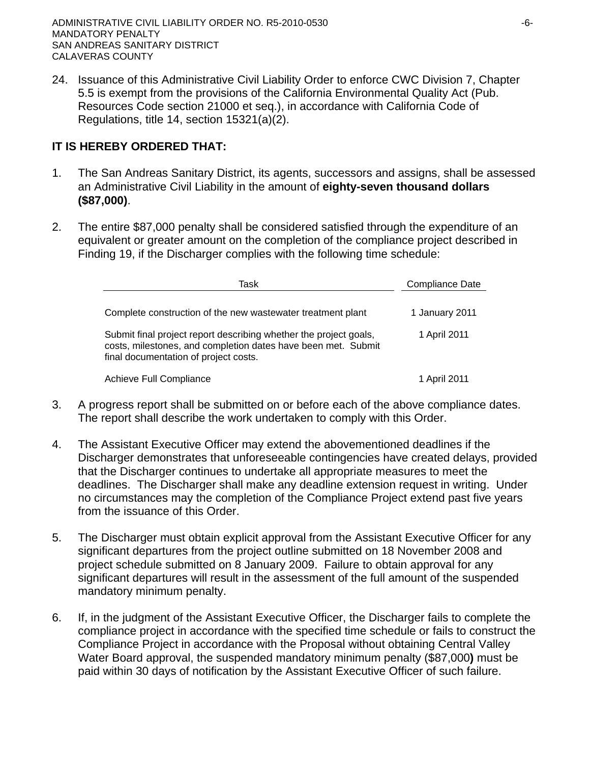24. Issuance of this Administrative Civil Liability Order to enforce CWC Division 7, Chapter 5.5 is exempt from the provisions of the California Environmental Quality Act (Pub. Resources Code section 21000 et seq.), in accordance with California Code of Regulations, title 14, section 15321(a)(2).

**IT IS HEREBY ORDERED THAT:**

1. The San Andreas Sanitary District, its agents, successors and assigns, shall be assessed an Administrative Civil Liability in the amount of **eighty-seven thousand dollars ($87,000)**.

2. The entire $87,000 penalty shall be considered satisfied through the expenditure of an equivalent or greater amount on the completion of the compliance project described in Finding 19, if the Discharger complies with the following time schedule:

| Task | Compliance Date |
|---|---|
| Complete construction of the new wastewater treatment plant | 1 January 2011 |
| Submit final project report describing whether the project goals, costs, milestones, and completion dates have been met. Submit final documentation of project costs. | 1 April 2011 |
| Achieve Full Compliance | 1 April 2011 |

3. A progress report shall be submitted on or before each of the above compliance dates. The report shall describe the work undertaken to comply with this Order.

4. The Assistant Executive Officer may extend the abovementioned deadlines if the Discharger demonstrates that unforeseeable contingencies have created delays, provided that the Discharger continues to undertake all appropriate measures to meet the deadlines. The Discharger shall make any deadline extension request in writing. Under no circumstances may the completion of the Compliance Project extend past five years from the issuance of this Order.

5. The Discharger must obtain explicit approval from the Assistant Executive Officer for any significant departures from the project outline submitted on 18 November 2008 and project schedule submitted on 8 January 2009. Failure to obtain approval for any significant departures will result in the assessment of the full amount of the suspended mandatory minimum penalty.

6. If, in the judgment of the Assistant Executive Officer, the Discharger fails to complete the compliance project in accordance with the specified time schedule or fails to construct the Compliance Project in accordance with the Proposal without obtaining Central Valley Water Board approval, the suspended mandatory minimum penalty ($87,000**)** must be paid within 30 days of notification by the Assistant Executive Officer of such failure.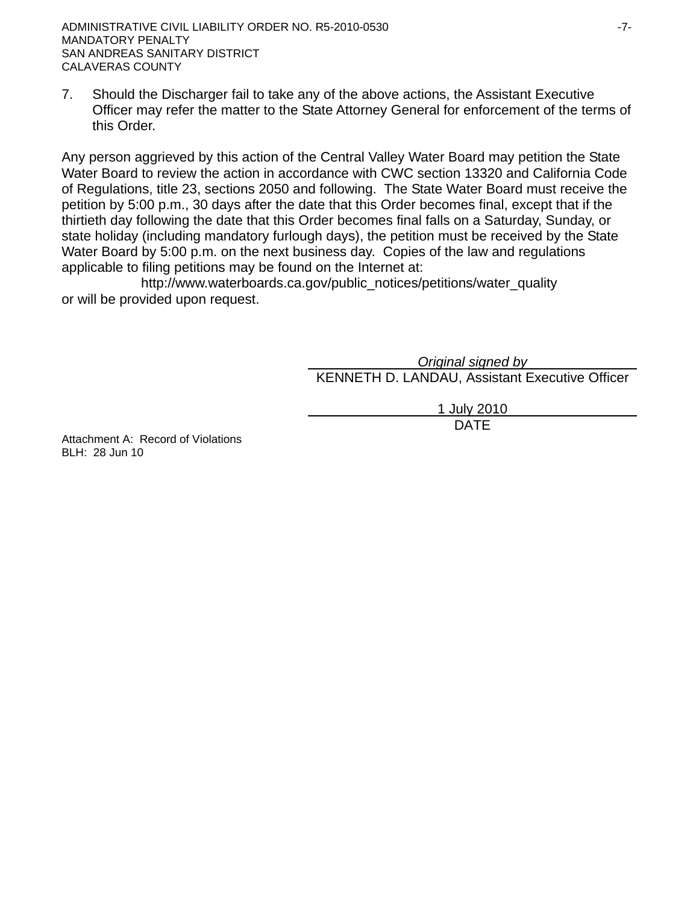7. Should the Discharger fail to take any of the above actions, the Assistant Executive Officer may refer the matter to the State Attorney General for enforcement of the terms of this Order.

Any person aggrieved by this action of the Central Valley Water Board may petition the State Water Board to review the action in accordance with CWC section 13320 and California Code of Regulations, title 23, sections 2050 and following. The State Water Board must receive the petition by 5:00 p.m., 30 days after the date that this Order becomes final, except that if the thirtieth day following the date that this Order becomes final falls on a Saturday, Sunday, or state holiday (including mandatory furlough days), the petition must be received by the State Water Board by 5:00 p.m. on the next business day. Copies of the law and regulations applicable to filing petitions may be found on the Internet at:

http://www.waterboards.ca.gov/public_notices/petitions/water_quality

or will be provided upon request.

*Original signed by*
KENNETH D. LANDAU, Assistant Executive Officer

1 July 2010
DATE

Attachment A: Record of Violations
BLH: 28 Jun 10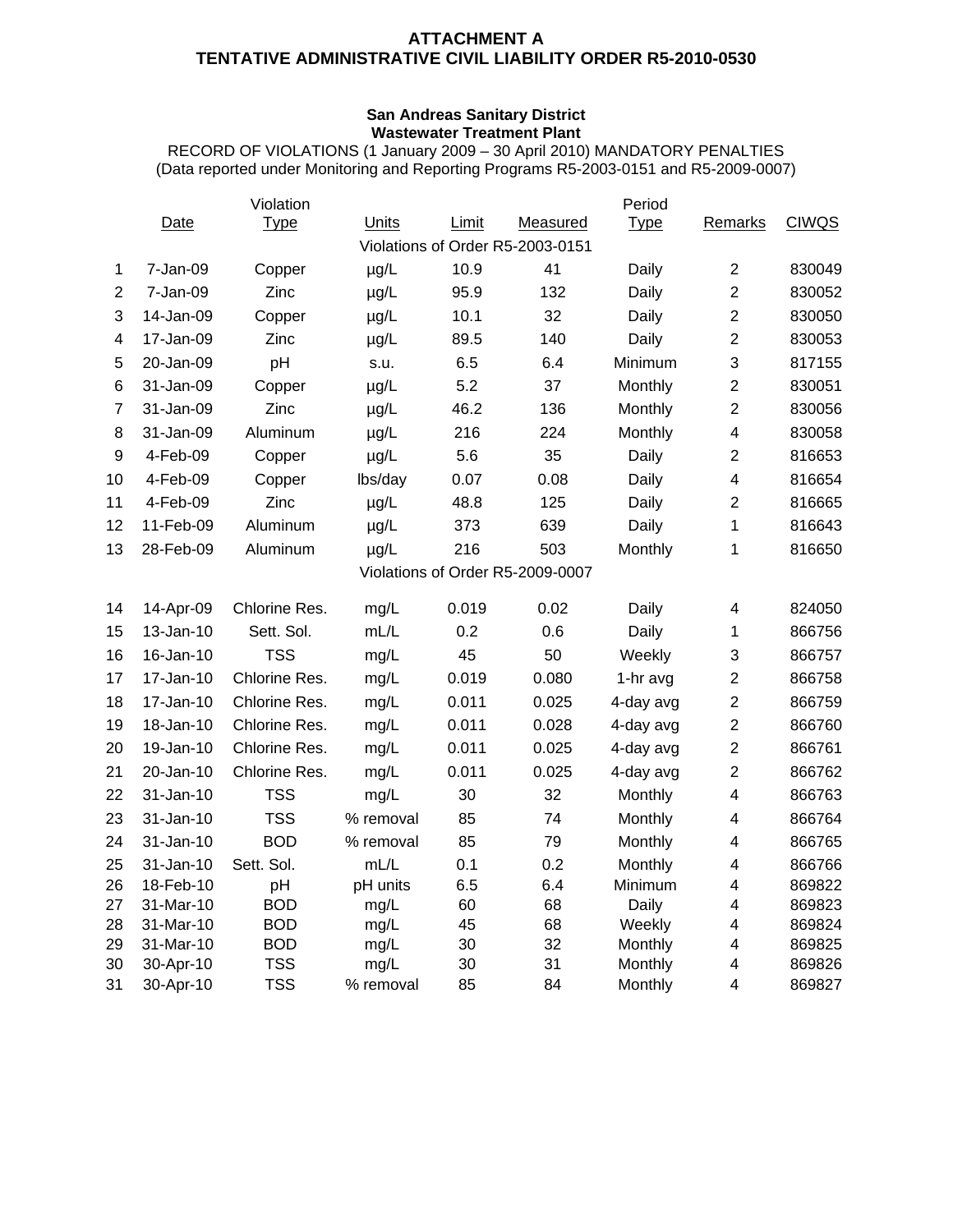**ATTACHMENT A**
**TENTATIVE ADMINISTRATIVE CIVIL LIABILITY ORDER R5-2010-0530**

**San Andreas Sanitary District**
**Wastewater Treatment Plant**
RECORD OF VIOLATIONS (1 January 2009 – 30 April 2010) MANDATORY PENALTIES
(Data reported under Monitoring and Reporting Programs R5-2003-0151 and R5-2009-0007)

| | Date | Violation Type | Units | Limit | Measured | Period Type | Remarks | CIWQS |
|---|---|---|---|---|---|---|---|---|
| | | | | Violations of Order R5-2003-0151 | | | | |
| 1 | 7-Jan-09 | Copper | µg/L | 10.9 | 41 | Daily | 2 | 830049 |
| 2 | 7-Jan-09 | Zinc | µg/L | 95.9 | 132 | Daily | 2 | 830052 |
| 3 | 14-Jan-09 | Copper | µg/L | 10.1 | 32 | Daily | 2 | 830050 |
| 4 | 17-Jan-09 | Zinc | µg/L | 89.5 | 140 | Daily | 2 | 830053 |
| 5 | 20-Jan-09 | pH | s.u. | 6.5 | 6.4 | Minimum | 3 | 817155 |
| 6 | 31-Jan-09 | Copper | µg/L | 5.2 | 37 | Monthly | 2 | 830051 |
| 7 | 31-Jan-09 | Zinc | µg/L | 46.2 | 136 | Monthly | 2 | 830056 |
| 8 | 31-Jan-09 | Aluminum | µg/L | 216 | 224 | Monthly | 4 | 830058 |
| 9 | 4-Feb-09 | Copper | µg/L | 5.6 | 35 | Daily | 2 | 816653 |
| 10 | 4-Feb-09 | Copper | lbs/day | 0.07 | 0.08 | Daily | 4 | 816654 |
| 11 | 4-Feb-09 | Zinc | µg/L | 48.8 | 125 | Daily | 2 | 816665 |
| 12 | 11-Feb-09 | Aluminum | µg/L | 373 | 639 | Daily | 1 | 816643 |
| 13 | 28-Feb-09 | Aluminum | µg/L | 216 | 503 | Monthly | 1 | 816650 |
| | | | | Violations of Order R5-2009-0007 | | | | |
| 14 | 14-Apr-09 | Chlorine Res. | mg/L | 0.019 | 0.02 | Daily | 4 | 824050 |
| 15 | 13-Jan-10 | Sett. Sol. | mL/L | 0.2 | 0.6 | Daily | 1 | 866756 |
| 16 | 16-Jan-10 | TSS | mg/L | 45 | 50 | Weekly | 3 | 866757 |
| 17 | 17-Jan-10 | Chlorine Res. | mg/L | 0.019 | 0.080 | 1-hr avg | 2 | 866758 |
| 18 | 17-Jan-10 | Chlorine Res. | mg/L | 0.011 | 0.025 | 4-day avg | 2 | 866759 |
| 19 | 18-Jan-10 | Chlorine Res. | mg/L | 0.011 | 0.028 | 4-day avg | 2 | 866760 |
| 20 | 19-Jan-10 | Chlorine Res. | mg/L | 0.011 | 0.025 | 4-day avg | 2 | 866761 |
| 21 | 20-Jan-10 | Chlorine Res. | mg/L | 0.011 | 0.025 | 4-day avg | 2 | 866762 |
| 22 | 31-Jan-10 | TSS | mg/L | 30 | 32 | Monthly | 4 | 866763 |
| 23 | 31-Jan-10 | TSS | % removal | 85 | 74 | Monthly | 4 | 866764 |
| 24 | 31-Jan-10 | BOD | % removal | 85 | 79 | Monthly | 4 | 866765 |
| 25 | 31-Jan-10 | Sett. Sol. | mL/L | 0.1 | 0.2 | Monthly | 4 | 866766 |
| 26 | 18-Feb-10 | pH | pH units | 6.5 | 6.4 | Minimum | 4 | 869822 |
| 27 | 31-Mar-10 | BOD | mg/L | 60 | 68 | Daily | 4 | 869823 |
| 28 | 31-Mar-10 | BOD | mg/L | 45 | 68 | Weekly | 4 | 869824 |
| 29 | 31-Mar-10 | BOD | mg/L | 30 | 32 | Monthly | 4 | 869825 |
| 30 | 30-Apr-10 | TSS | mg/L | 30 | 31 | Monthly | 4 | 869826 |
| 31 | 30-Apr-10 | TSS | % removal | 85 | 84 | Monthly | 4 | 869827 |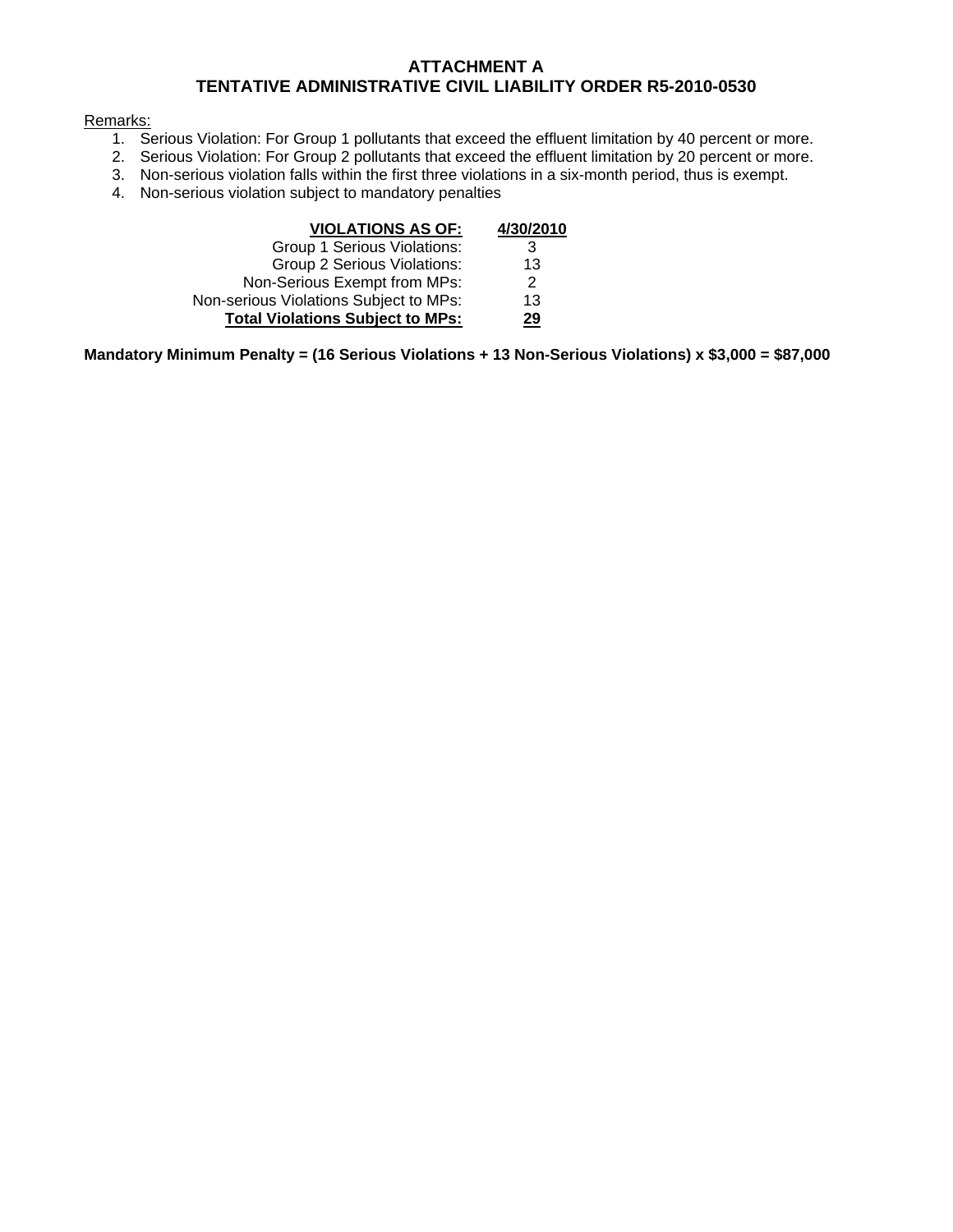# ATTACHMENT A
# TENTATIVE ADMINISTRATIVE CIVIL LIABILITY ORDER R5-2010-0530

Remarks:

1. Serious Violation: For Group 1 pollutants that exceed the effluent limitation by 40 percent or more.
2. Serious Violation: For Group 2 pollutants that exceed the effluent limitation by 20 percent or more.
3. Non-serious violation falls within the first three violations in a six-month period, thus is exempt.
4. Non-serious violation subject to mandatory penalties

| VIOLATIONS AS OF: | 4/30/2010 |
|---|---|
| Group 1 Serious Violations: | 3 |
| Group 2 Serious Violations: | 13 |
| Non-Serious Exempt from MPs: | 2 |
| Non-serious Violations Subject to MPs: | 13 |
| **Total Violations Subject to MPs:** | **29** |

**Mandatory Minimum Penalty = (16 Serious Violations + 13 Non-Serious Violations) x $3,000 = $87,000**